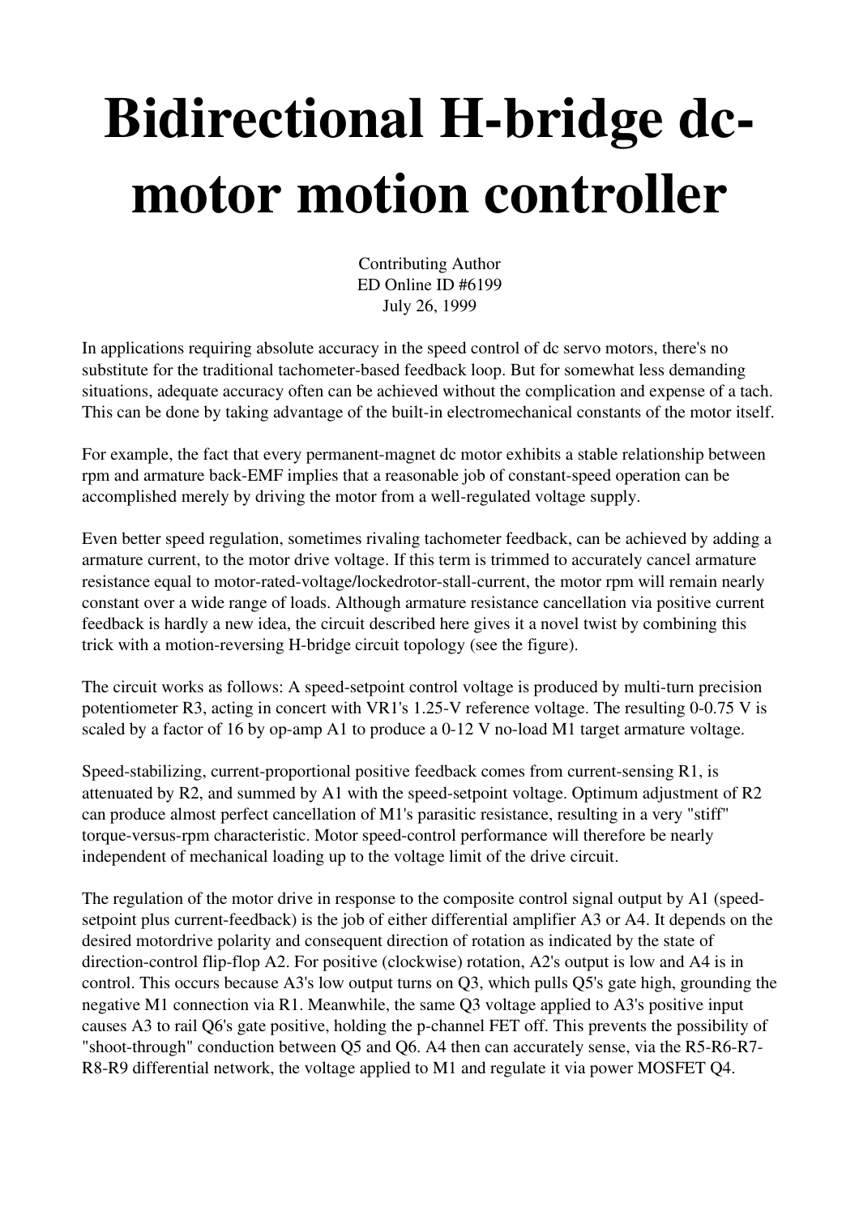# Bidirectional H-bridge dc-motor motion controller

Contributing Author
ED Online ID #6199
July 26, 1999

In applications requiring absolute accuracy in the speed control of dc servo motors, there's no substitute for the traditional tachometer-based feedback loop. But for somewhat less demanding situations, adequate accuracy often can be achieved without the complication and expense of a tach. This can be done by taking advantage of the built-in electromechanical constants of the motor itself.

For example, the fact that every permanent-magnet dc motor exhibits a stable relationship between rpm and armature back-EMF implies that a reasonable job of constant-speed operation can be accomplished merely by driving the motor from a well-regulated voltage supply.

Even better speed regulation, sometimes rivaling tachometer feedback, can be achieved by adding a armature current, to the motor drive voltage. If this term is trimmed to accurately cancel armature resistance equal to motor-rated-voltage/lockedrotor-stall-current, the motor rpm will remain nearly constant over a wide range of loads. Although armature resistance cancellation via positive current feedback is hardly a new idea, the circuit described here gives it a novel twist by combining this trick with a motion-reversing H-bridge circuit topology (see the figure).

The circuit works as follows: A speed-setpoint control voltage is produced by multi-turn precision potentiometer R3, acting in concert with VR1's 1.25-V reference voltage. The resulting 0-0.75 V is scaled by a factor of 16 by op-amp A1 to produce a 0-12 V no-load M1 target armature voltage.

Speed-stabilizing, current-proportional positive feedback comes from current-sensing R1, is attenuated by R2, and summed by A1 with the speed-setpoint voltage. Optimum adjustment of R2 can produce almost perfect cancellation of M1's parasitic resistance, resulting in a very "stiff" torque-versus-rpm characteristic. Motor speed-control performance will therefore be nearly independent of mechanical loading up to the voltage limit of the drive circuit.

The regulation of the motor drive in response to the composite control signal output by A1 (speed-setpoint plus current-feedback) is the job of either differential amplifier A3 or A4. It depends on the desired motordrive polarity and consequent direction of rotation as indicated by the state of direction-control flip-flop A2. For positive (clockwise) rotation, A2's output is low and A4 is in control. This occurs because A3's low output turns on Q3, which pulls Q5's gate high, grounding the negative M1 connection via R1. Meanwhile, the same Q3 voltage applied to A3's positive input causes A3 to rail Q6's gate positive, holding the p-channel FET off. This prevents the possibility of "shoot-through" conduction between Q5 and Q6. A4 then can accurately sense, via the R5-R6-R7-R8-R9 differential network, the voltage applied to M1 and regulate it via power MOSFET Q4.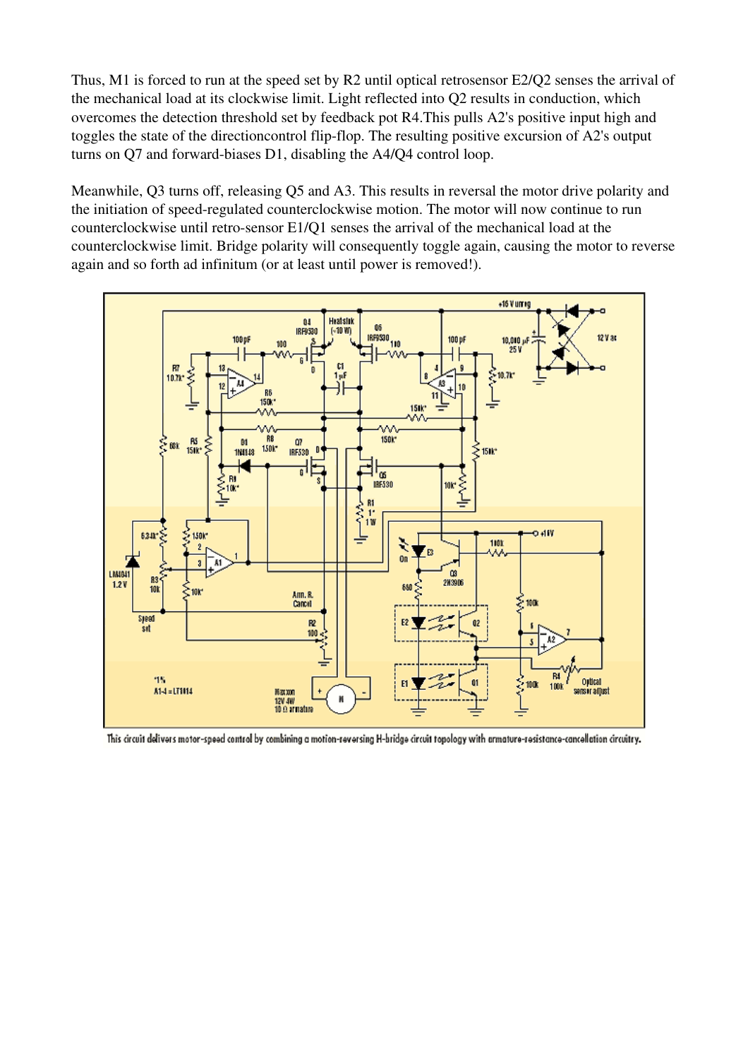Thus, M1 is forced to run at the speed set by R2 until optical retrosensor E2/Q2 senses the arrival of the mechanical load at its clockwise limit. Light reflected into Q2 results in conduction, which overcomes the detection threshold set by feedback pot R4.This pulls A2's positive input high and toggles the state of the directioncontrol flip-flop. The resulting positive excursion of A2's output turns on Q7 and forward-biases D1, disabling the A4/Q4 control loop.

Meanwhile, Q3 turns off, releasing Q5 and A3. This results in reversal the motor drive polarity and the initiation of speed-regulated counterclockwise motion. The motor will now continue to run counterclockwise until retro-sensor E1/Q1 senses the arrival of the mechanical load at the counterclockwise limit. Bridge polarity will consequently toggle again, causing the motor to reverse again and so forth ad infinitum (or at least until power is removed!).

This circuit delivers motor-speed control by combining a motion-reversing H-bridge circuit topology with armature-resistance-cancellation circuitry.